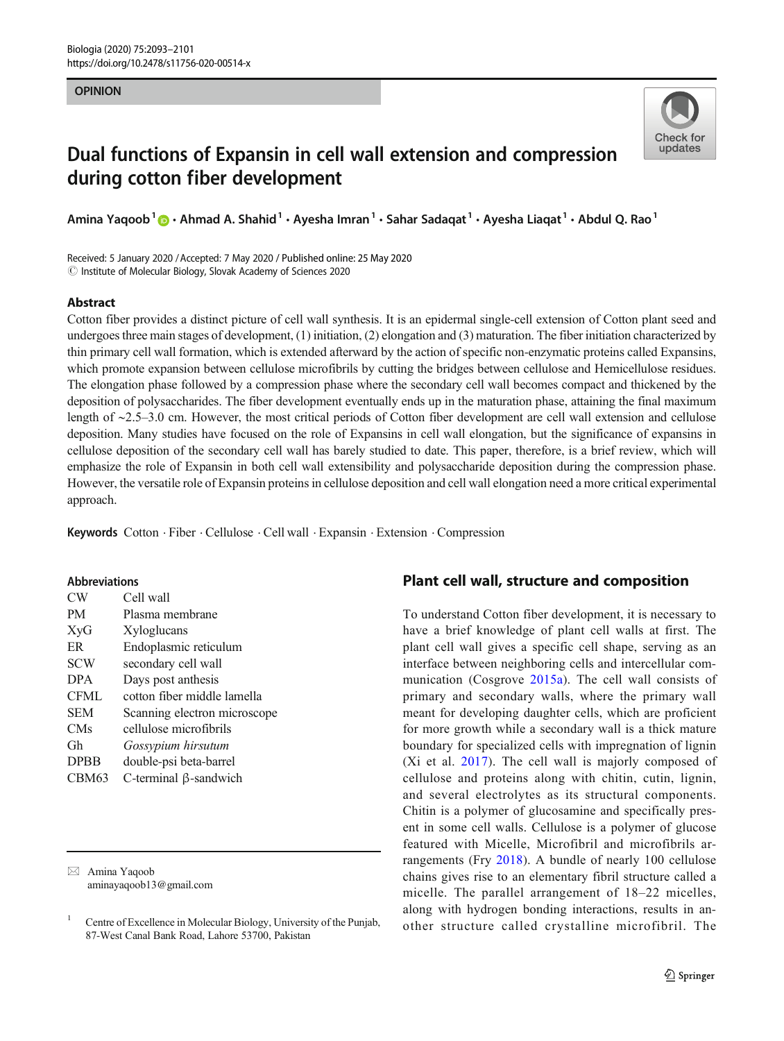OPINION

# Dual functions of Expansin in cell wall extension and compression during cotton fiber development

Amina Yaqoob[1] · Ahmad A. Shahid[1] · Ayesha Imran[1] · Sahar Sadaqat[1] · Ayesha Liaqat[1] · Abdul Q. Rao[1]

Received: 5 January 2020 / Accepted: 7 May 2020 / Published online: 25 May 2020
© Institute of Molecular Biology, Slovak Academy of Sciences 2020

## Abstract

Cotton fiber provides a distinct picture of cell wall synthesis. It is an epidermal single-cell extension of Cotton plant seed and undergoes three main stages of development, (1) initiation, (2) elongation and (3) maturation. The fiber initiation characterized by thin primary cell wall formation, which is extended afterward by the action of specific non-enzymatic proteins called Expansins, which promote expansion between cellulose microfibrils by cutting the bridges between cellulose and Hemicellulose residues. The elongation phase followed by a compression phase where the secondary cell wall becomes compact and thickened by the deposition of polysaccharides. The fiber development eventually ends up in the maturation phase, attaining the final maximum length of ~2.5–3.0 cm. However, the most critical periods of Cotton fiber development are cell wall extension and cellulose deposition. Many studies have focused on the role of Expansins in cell wall elongation, but the significance of expansins in cellulose deposition of the secondary cell wall has barely studied to date. This paper, therefore, is a brief review, which will emphasize the role of Expansin in both cell wall extensibility and polysaccharide deposition during the compression phase. However, the versatile role of Expansin proteins in cellulose deposition and cell wall elongation need a more critical experimental approach.

**Keywords** Cotton · Fiber · Cellulose · Cell wall · Expansin · Extension · Compression

**Abbreviations**

| | |
|---|---|
| CW | Cell wall |
| PM | Plasma membrane |
| XyG | Xyloglucans |
| ER | Endoplasmic reticulum |
| SCW | secondary cell wall |
| DPA | Days post anthesis |
| CFML | cotton fiber middle lamella |
| SEM | Scanning electron microscope |
| CMs | cellulose microfibrils |
| Gh | *Gossypium hirsutum* |
| DPBB | double-psi beta-barrel |
| CBM63 | C-terminal β-sandwich |

✉ Amina Yaqoob
aminayaqoob13@gmail.com

[1] Centre of Excellence in Molecular Biology, University of the Punjab, 87-West Canal Bank Road, Lahore 53700, Pakistan

## Plant cell wall, structure and composition

To understand Cotton fiber development, it is necessary to have a brief knowledge of plant cell walls at first. The plant cell wall gives a specific cell shape, serving as an interface between neighboring cells and intercellular communication (Cosgrove 2015a). The cell wall consists of primary and secondary walls, where the primary wall meant for developing daughter cells, which are proficient for more growth while a secondary wall is a thick mature boundary for specialized cells with impregnation of lignin (Xi et al. 2017). The cell wall is majorly composed of cellulose and proteins along with chitin, cutin, lignin, and several electrolytes as its structural components. Chitin is a polymer of glucosamine and specifically present in some cell walls. Cellulose is a polymer of glucose featured with Micelle, Microfibril and microfibrils arrangements (Fry 2018). A bundle of nearly 100 cellulose chains gives rise to an elementary fibril structure called a micelle. The parallel arrangement of 18–22 micelles, along with hydrogen bonding interactions, results in another structure called crystalline microfibril. The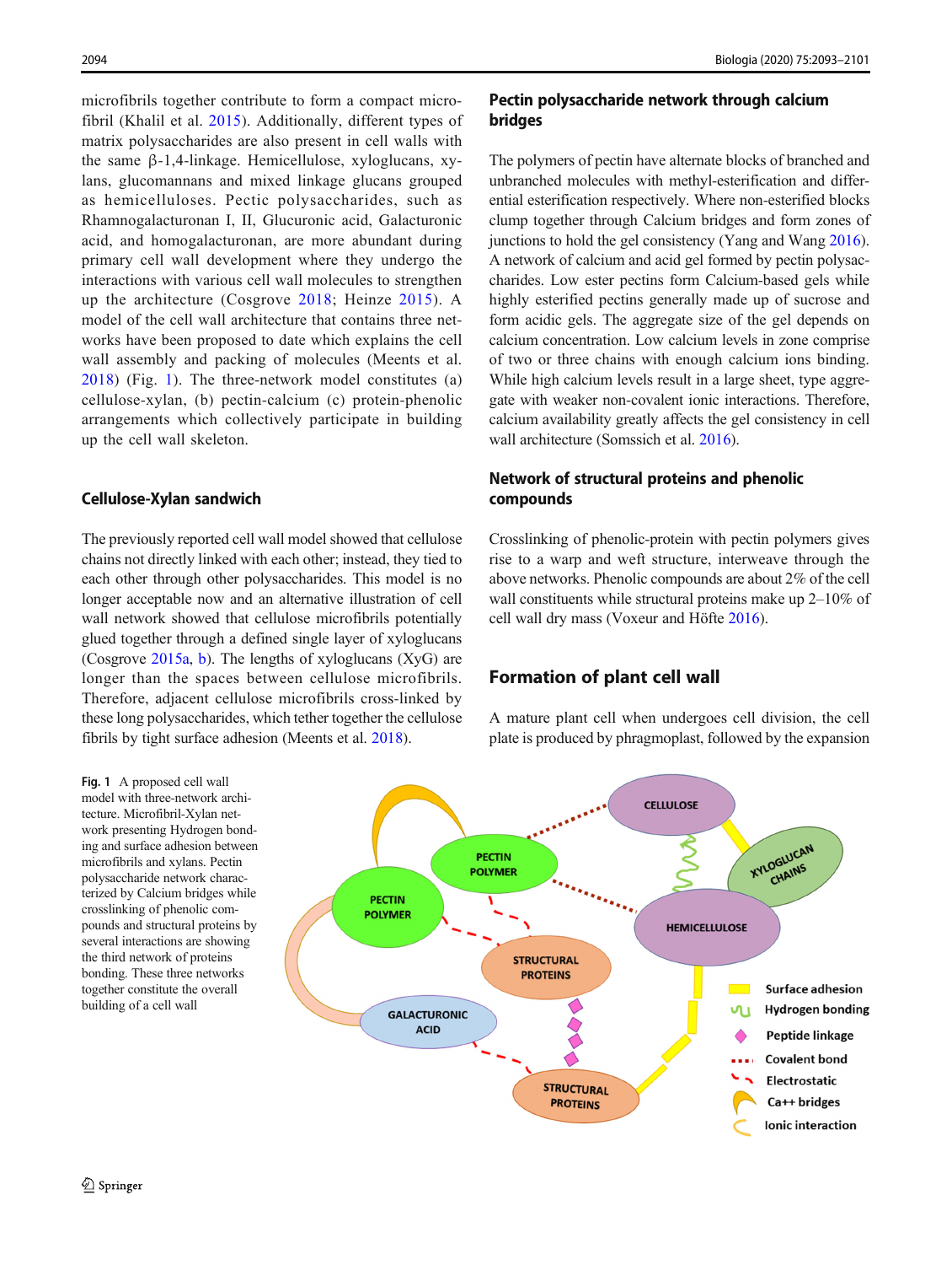microfibrils together contribute to form a compact microfibril (Khalil et al. 2015). Additionally, different types of matrix polysaccharides are also present in cell walls with the same β-1,4-linkage. Hemicellulose, xyloglucans, xylans, glucomannans and mixed linkage glucans grouped as hemicelluloses. Pectic polysaccharides, such as Rhamnogalacturonan I, II, Glucuronic acid, Galacturonic acid, and homogalacturonan, are more abundant during primary cell wall development where they undergo the interactions with various cell wall molecules to strengthen up the architecture (Cosgrove 2018; Heinze 2015). A model of the cell wall architecture that contains three networks have been proposed to date which explains the cell wall assembly and packing of molecules (Meents et al. 2018) (Fig. 1). The three-network model constitutes (a) cellulose-xylan, (b) pectin-calcium (c) protein-phenolic arrangements which collectively participate in building up the cell wall skeleton.

## Cellulose-Xylan sandwich

The previously reported cell wall model showed that cellulose chains not directly linked with each other; instead, they tied to each other through other polysaccharides. This model is no longer acceptable now and an alternative illustration of cell wall network showed that cellulose microfibrils potentially glued together through a defined single layer of xyloglucans (Cosgrove 2015a, b). The lengths of xyloglucans (XyG) are longer than the spaces between cellulose microfibrils. Therefore, adjacent cellulose microfibrils cross-linked by these long polysaccharides, which tether together the cellulose fibrils by tight surface adhesion (Meents et al. 2018).

## Pectin polysaccharide network through calcium bridges

The polymers of pectin have alternate blocks of branched and unbranched molecules with methyl-esterification and differential esterification respectively. Where non-esterified blocks clump together through Calcium bridges and form zones of junctions to hold the gel consistency (Yang and Wang 2016). A network of calcium and acid gel formed by pectin polysaccharides. Low ester pectins form Calcium-based gels while highly esterified pectins generally made up of sucrose and form acidic gels. The aggregate size of the gel depends on calcium concentration. Low calcium levels in zone comprise of two or three chains with enough calcium ions binding. While high calcium levels result in a large sheet, type aggregate with weaker non-covalent ionic interactions. Therefore, calcium availability greatly affects the gel consistency in cell wall architecture (Somssich et al. 2016).

## Network of structural proteins and phenolic compounds

Crosslinking of phenolic-protein with pectin polymers gives rise to a warp and weft structure, interweave through the above networks. Phenolic compounds are about 2% of the cell wall constituents while structural proteins make up 2–10% of cell wall dry mass (Voxeur and Höfte 2016).

# Formation of plant cell wall

A mature plant cell when undergoes cell division, the cell plate is produced by phragmoplast, followed by the expansion

**Fig. 1** A proposed cell wall model with three-network architecture. Microfibril-Xylan network presenting Hydrogen bonding and surface adhesion between microfibrils and xylans. Pectin polysaccharide network characterized by Calcium bridges while crosslinking of phenolic compounds and structural proteins by several interactions are showing the third network of proteins bonding. These three networks together constitute the overall building of a cell wall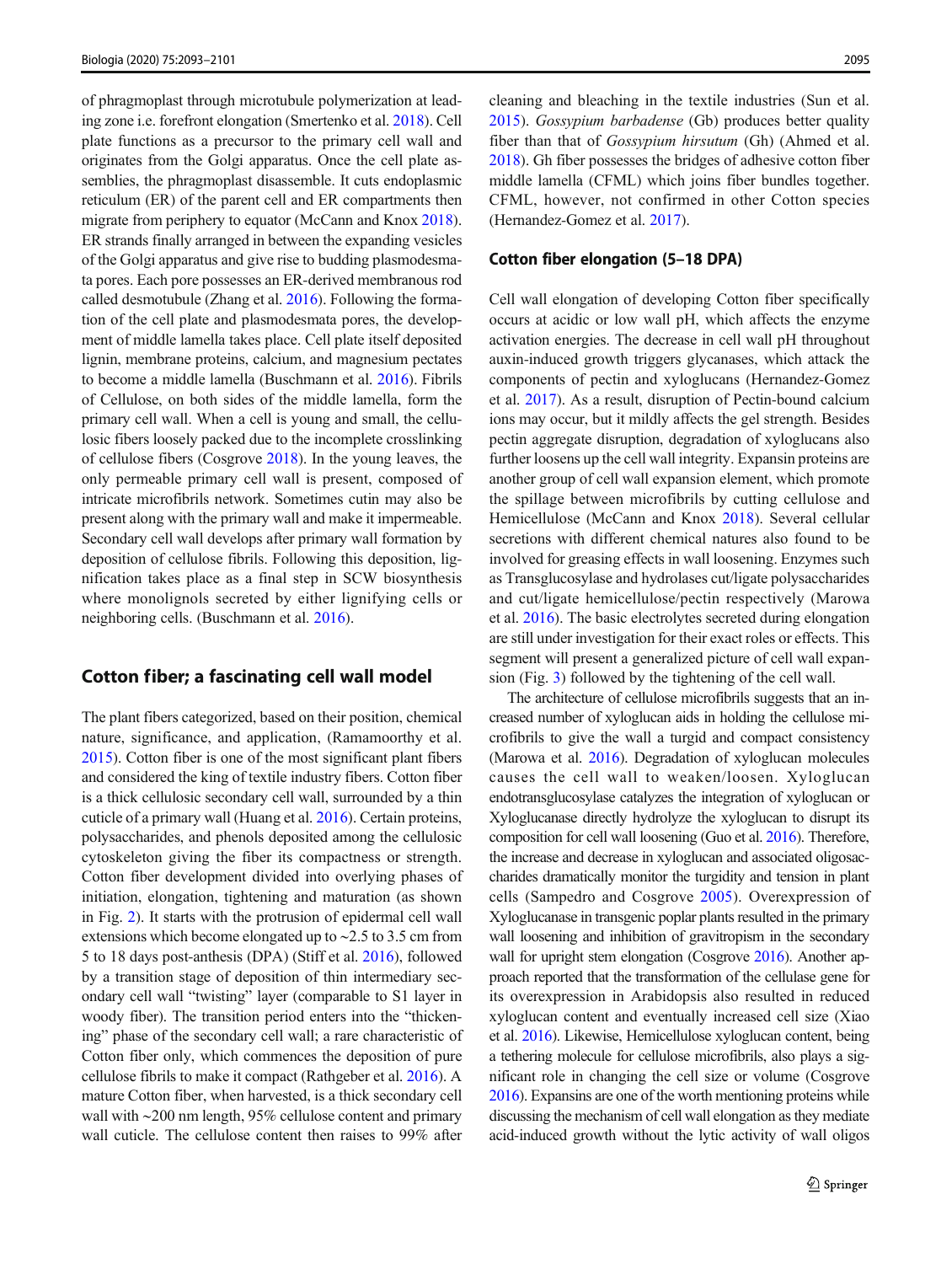of phragmoplast through microtubule polymerization at leading zone i.e. forefront elongation (Smertenko et al. 2018). Cell plate functions as a precursor to the primary cell wall and originates from the Golgi apparatus. Once the cell plate assemblies, the phragmoplast disassemble. It cuts endoplasmic reticulum (ER) of the parent cell and ER compartments then migrate from periphery to equator (McCann and Knox 2018). ER strands finally arranged in between the expanding vesicles of the Golgi apparatus and give rise to budding plasmodesmata pores. Each pore possesses an ER-derived membranous rod called desmotubule (Zhang et al. 2016). Following the formation of the cell plate and plasmodesmata pores, the development of middle lamella takes place. Cell plate itself deposited lignin, membrane proteins, calcium, and magnesium pectates to become a middle lamella (Buschmann et al. 2016). Fibrils of Cellulose, on both sides of the middle lamella, form the primary cell wall. When a cell is young and small, the cellulosic fibers loosely packed due to the incomplete crosslinking of cellulose fibers (Cosgrove 2018). In the young leaves, the only permeable primary cell wall is present, composed of intricate microfibrils network. Sometimes cutin may also be present along with the primary wall and make it impermeable. Secondary cell wall develops after primary wall formation by deposition of cellulose fibrils. Following this deposition, lignification takes place as a final step in SCW biosynthesis where monolignols secreted by either lignifying cells or neighboring cells. (Buschmann et al. 2016).

## Cotton fiber; a fascinating cell wall model

The plant fibers categorized, based on their position, chemical nature, significance, and application, (Ramamoorthy et al. 2015). Cotton fiber is one of the most significant plant fibers and considered the king of textile industry fibers. Cotton fiber is a thick cellulosic secondary cell wall, surrounded by a thin cuticle of a primary wall (Huang et al. 2016). Certain proteins, polysaccharides, and phenols deposited among the cellulosic cytoskeleton giving the fiber its compactness or strength. Cotton fiber development divided into overlying phases of initiation, elongation, tightening and maturation (as shown in Fig. 2). It starts with the protrusion of epidermal cell wall extensions which become elongated up to ~2.5 to 3.5 cm from 5 to 18 days post-anthesis (DPA) (Stiff et al. 2016), followed by a transition stage of deposition of thin intermediary secondary cell wall "twisting" layer (comparable to S1 layer in woody fiber). The transition period enters into the "thickening" phase of the secondary cell wall; a rare characteristic of Cotton fiber only, which commences the deposition of pure cellulose fibrils to make it compact (Rathgeber et al. 2016). A mature Cotton fiber, when harvested, is a thick secondary cell wall with ~200 nm length, 95% cellulose content and primary wall cuticle. The cellulose content then raises to 99% after cleaning and bleaching in the textile industries (Sun et al. 2015). *Gossypium barbadense* (Gb) produces better quality fiber than that of *Gossypium hirsutum* (Gh) (Ahmed et al. 2018). Gh fiber possesses the bridges of adhesive cotton fiber middle lamella (CFML) which joins fiber bundles together. CFML, however, not confirmed in other Cotton species (Hernandez-Gomez et al. 2017).

## Cotton fiber elongation (5–18 DPA)

Cell wall elongation of developing Cotton fiber specifically occurs at acidic or low wall pH, which affects the enzyme activation energies. The decrease in cell wall pH throughout auxin-induced growth triggers glycanases, which attack the components of pectin and xyloglucans (Hernandez-Gomez et al. 2017). As a result, disruption of Pectin-bound calcium ions may occur, but it mildly affects the gel strength. Besides pectin aggregate disruption, degradation of xyloglucans also further loosens up the cell wall integrity. Expansin proteins are another group of cell wall expansion element, which promote the spillage between microfibrils by cutting cellulose and Hemicellulose (McCann and Knox 2018). Several cellular secretions with different chemical natures also found to be involved for greasing effects in wall loosening. Enzymes such as Transglucosylase and hydrolases cut/ligate polysaccharides and cut/ligate hemicellulose/pectin respectively (Marowa et al. 2016). The basic electrolytes secreted during elongation are still under investigation for their exact roles or effects. This segment will present a generalized picture of cell wall expansion (Fig. 3) followed by the tightening of the cell wall.

The architecture of cellulose microfibrils suggests that an increased number of xyloglucan aids in holding the cellulose microfibrils to give the wall a turgid and compact consistency (Marowa et al. 2016). Degradation of xyloglucan molecules causes the cell wall to weaken/loosen. Xyloglucan endotransglucosylase catalyzes the integration of xyloglucan or Xyloglucanase directly hydrolyze the xyloglucan to disrupt its composition for cell wall loosening (Guo et al. 2016). Therefore, the increase and decrease in xyloglucan and associated oligosaccharides dramatically monitor the turgidity and tension in plant cells (Sampedro and Cosgrove 2005). Overexpression of Xyloglucanase in transgenic poplar plants resulted in the primary wall loosening and inhibition of gravitropism in the secondary wall for upright stem elongation (Cosgrove 2016). Another approach reported that the transformation of the cellulase gene for its overexpression in Arabidopsis also resulted in reduced xyloglucan content and eventually increased cell size (Xiao et al. 2016). Likewise, Hemicellulose xyloglucan content, being a tethering molecule for cellulose microfibrils, also plays a significant role in changing the cell size or volume (Cosgrove 2016). Expansins are one of the worth mentioning proteins while discussing the mechanism of cell wall elongation as they mediate acid-induced growth without the lytic activity of wall oligos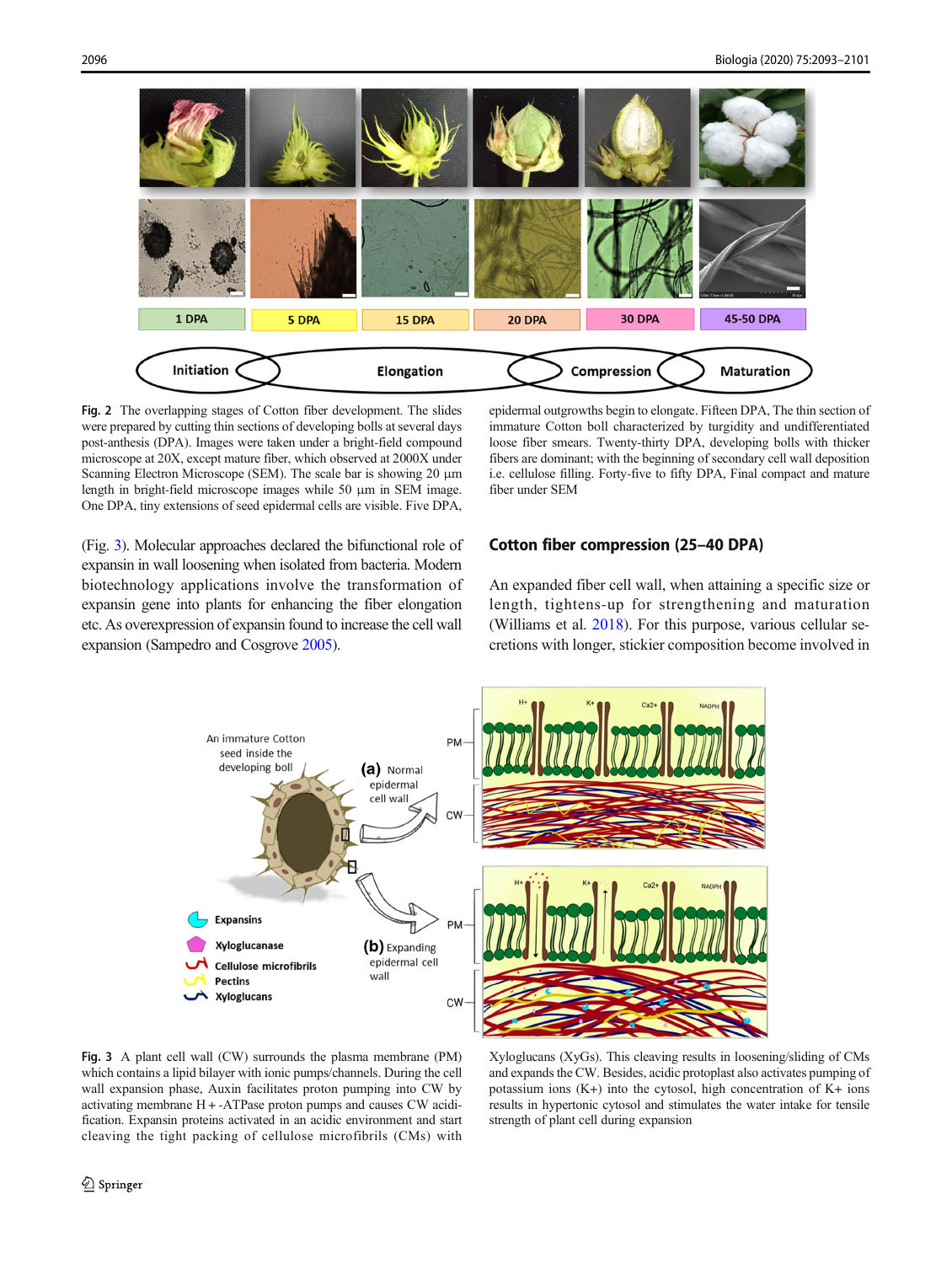**Fig. 2** The overlapping stages of Cotton fiber development. The slides were prepared by cutting thin sections of developing bolls at several days post-anthesis (DPA). Images were taken under a bright-field compound microscope at 20X, except mature fiber, which observed at 2000X under Scanning Electron Microscope (SEM). The scale bar is showing 20 µm length in bright-field microscope images while 50 µm in SEM image. One DPA, tiny extensions of seed epidermal cells are visible. Five DPA, epidermal outgrowths begin to elongate. Fifteen DPA, The thin section of immature Cotton boll characterized by turgidity and undifferentiated loose fiber smears. Twenty-thirty DPA, developing bolls with thicker fibers are dominant; with the beginning of secondary cell wall deposition i.e. cellulose filling. Forty-five to fifty DPA, Final compact and mature fiber under SEM

(Fig. 3). Molecular approaches declared the bifunctional role of expansin in wall loosening when isolated from bacteria. Modern biotechnology applications involve the transformation of expansin gene into plants for enhancing the fiber elongation etc. As overexpression of expansin found to increase the cell wall expansion (Sampedro and Cosgrove 2005).

## Cotton fiber compression (25–40 DPA)

An expanded fiber cell wall, when attaining a specific size or length, tightens-up for strengthening and maturation (Williams et al. 2018). For this purpose, various cellular secretions with longer, stickier composition become involved in

**Fig. 3** A plant cell wall (CW) surrounds the plasma membrane (PM) which contains a lipid bilayer with ionic pumps/channels. During the cell wall expansion phase, Auxin facilitates proton pumping into CW by activating membrane H + -ATPase proton pumps and causes CW acidification. Expansin proteins activated in an acidic environment and start cleaving the tight packing of cellulose microfibrils (CMs) with Xyloglucans (XyGs). This cleaving results in loosening/sliding of CMs and expands the CW. Besides, acidic protoplast also activates pumping of potassium ions (K+) into the cytosol, high concentration of K+ ions results in hypertonic cytosol and stimulates the water intake for tensile strength of plant cell during expansion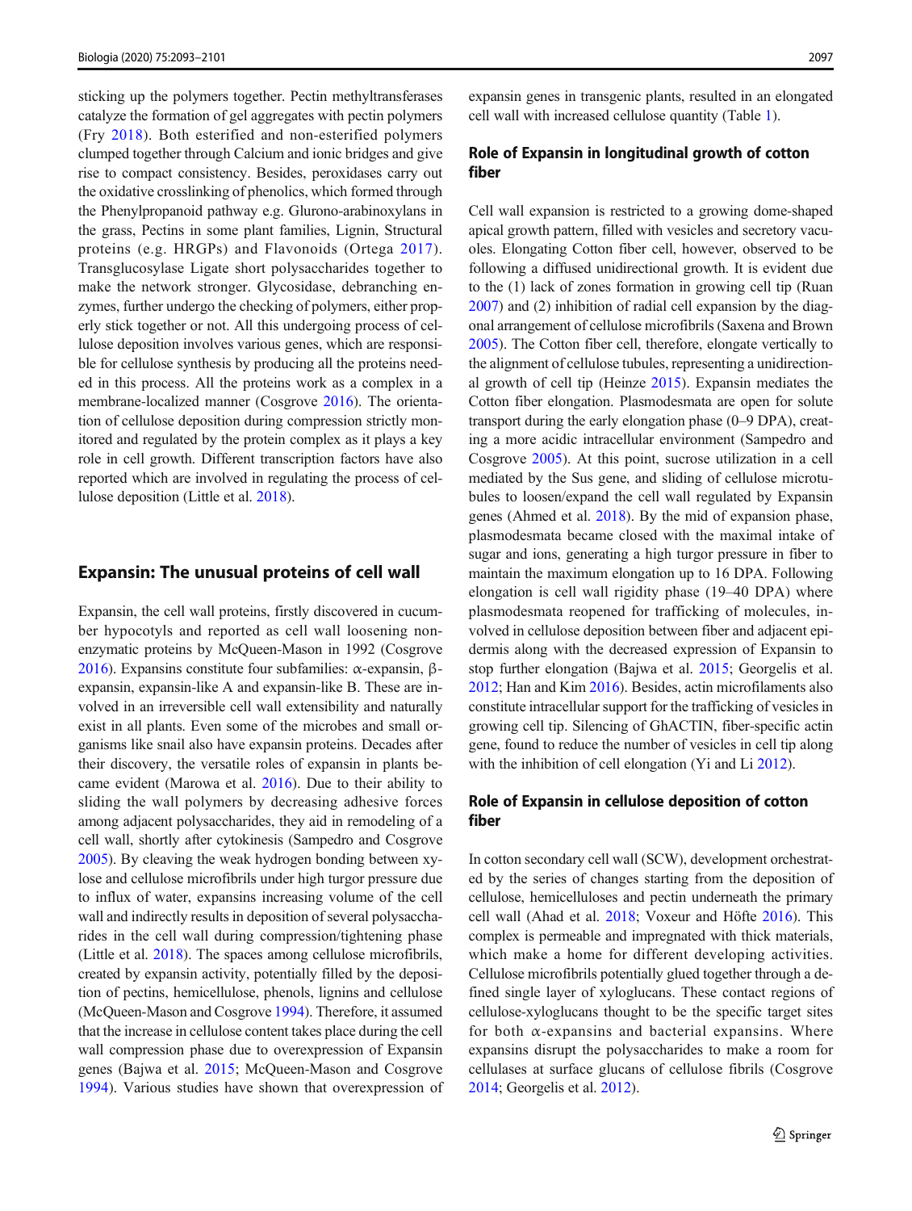sticking up the polymers together. Pectin methyltransferases catalyze the formation of gel aggregates with pectin polymers (Fry 2018). Both esterified and non-esterified polymers clumped together through Calcium and ionic bridges and give rise to compact consistency. Besides, peroxidases carry out the oxidative crosslinking of phenolics, which formed through the Phenylpropanoid pathway e.g. Glurono-arabinoxylans in the grass, Pectins in some plant families, Lignin, Structural proteins (e.g. HRGPs) and Flavonoids (Ortega 2017). Transglucosylase Ligate short polysaccharides together to make the network stronger. Glycosidase, debranching enzymes, further undergo the checking of polymers, either properly stick together or not. All this undergoing process of cellulose deposition involves various genes, which are responsible for cellulose synthesis by producing all the proteins needed in this process. All the proteins work as a complex in a membrane-localized manner (Cosgrove 2016). The orientation of cellulose deposition during compression strictly monitored and regulated by the protein complex as it plays a key role in cell growth. Different transcription factors have also reported which are involved in regulating the process of cellulose deposition (Little et al. 2018).

## Expansin: The unusual proteins of cell wall

Expansin, the cell wall proteins, firstly discovered in cucumber hypocotyls and reported as cell wall loosening non-enzymatic proteins by McQueen-Mason in 1992 (Cosgrove 2016). Expansins constitute four subfamilies: α-expansin, β-expansin, expansin-like A and expansin-like B. These are involved in an irreversible cell wall extensibility and naturally exist in all plants. Even some of the microbes and small organisms like snail also have expansin proteins. Decades after their discovery, the versatile roles of expansin in plants became evident (Marowa et al. 2016). Due to their ability to sliding the wall polymers by decreasing adhesive forces among adjacent polysaccharides, they aid in remodeling of a cell wall, shortly after cytokinesis (Sampedro and Cosgrove 2005). By cleaving the weak hydrogen bonding between xylose and cellulose microfibrils under high turgor pressure due to influx of water, expansins increasing volume of the cell wall and indirectly results in deposition of several polysaccharides in the cell wall during compression/tightening phase (Little et al. 2018). The spaces among cellulose microfibrils, created by expansin activity, potentially filled by the deposition of pectins, hemicellulose, phenols, lignins and cellulose (McQueen-Mason and Cosgrove 1994). Therefore, it assumed that the increase in cellulose content takes place during the cell wall compression phase due to overexpression of Expansin genes (Bajwa et al. 2015; McQueen-Mason and Cosgrove 1994). Various studies have shown that overexpression of expansin genes in transgenic plants, resulted in an elongated cell wall with increased cellulose quantity (Table 1).

## Role of Expansin in longitudinal growth of cotton fiber

Cell wall expansion is restricted to a growing dome-shaped apical growth pattern, filled with vesicles and secretory vacuoles. Elongating Cotton fiber cell, however, observed to be following a diffused unidirectional growth. It is evident due to the (1) lack of zones formation in growing cell tip (Ruan 2007) and (2) inhibition of radial cell expansion by the diagonal arrangement of cellulose microfibrils (Saxena and Brown 2005). The Cotton fiber cell, therefore, elongate vertically to the alignment of cellulose tubules, representing a unidirectional growth of cell tip (Heinze 2015). Expansin mediates the Cotton fiber elongation. Plasmodesmata are open for solute transport during the early elongation phase (0–9 DPA), creating a more acidic intracellular environment (Sampedro and Cosgrove 2005). At this point, sucrose utilization in a cell mediated by the Sus gene, and sliding of cellulose microtubules to loosen/expand the cell wall regulated by Expansin genes (Ahmed et al. 2018). By the mid of expansion phase, plasmodesmata became closed with the maximal intake of sugar and ions, generating a high turgor pressure in fiber to maintain the maximum elongation up to 16 DPA. Following elongation is cell wall rigidity phase (19–40 DPA) where plasmodesmata reopened for trafficking of molecules, involved in cellulose deposition between fiber and adjacent epidermis along with the decreased expression of Expansin to stop further elongation (Bajwa et al. 2015; Georgelis et al. 2012; Han and Kim 2016). Besides, actin microfilaments also constitute intracellular support for the trafficking of vesicles in growing cell tip. Silencing of GhACTIN, fiber-specific actin gene, found to reduce the number of vesicles in cell tip along with the inhibition of cell elongation (Yi and Li 2012).

## Role of Expansin in cellulose deposition of cotton fiber

In cotton secondary cell wall (SCW), development orchestrated by the series of changes starting from the deposition of cellulose, hemicelluloses and pectin underneath the primary cell wall (Ahad et al. 2018; Voxeur and Höfte 2016). This complex is permeable and impregnated with thick materials, which make a home for different developing activities. Cellulose microfibrils potentially glued together through a defined single layer of xyloglucans. These contact regions of cellulose-xyloglucans thought to be the specific target sites for both α-expansins and bacterial expansins. Where expansins disrupt the polysaccharides to make a room for cellulases at surface glucans of cellulose fibrils (Cosgrove 2014; Georgelis et al. 2012).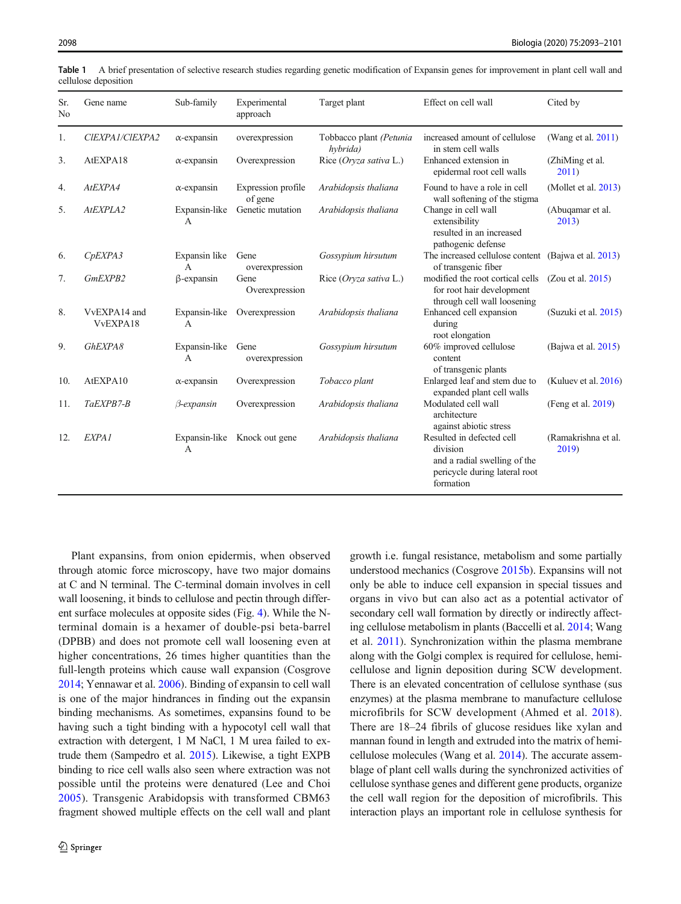**Table 1** A brief presentation of selective research studies regarding genetic modification of Expansin genes for improvement in plant cell wall and cellulose deposition

| Sr. No | Gene name | Sub-family | Experimental approach | Target plant | Effect on cell wall | Cited by |
|---|---|---|---|---|---|---|
| 1. | *ClEXPA1/ClEXPA2* | α-expansin | overexpression | Tobbaco plant *(Petunia hybrida)* | increased amount of cellulose in stem cell walls | (Wang et al. 2011) |
| 3. | AtEXPA18 | α-expansin | Overexpression | Rice (*Oryza sativa* L.) | Enhanced extension in epidermal root cell walls | (ZhiMing et al. 2011) |
| 4. | *AtEXPA4* | α-expansin | Expression profile of gene | *Arabidopsis thaliana* | Found to have a role in cell wall softening of the stigma | (Mollet et al. 2013) |
| 5. | *AtEXPLA2* | Expansin-like A | Genetic mutation | *Arabidopsis thaliana* | Change in cell wall extensibility resulted in an increased pathogenic defense | (Abuqamar et al. 2013) |
| 6. | *CpEXPA3* | Expansin like A | Gene overexpression | *Gossypium hirsutum* | The increased cellulose content of transgenic fiber | (Bajwa et al. 2013) |
| 7. | *GmEXPB2* | β-expansin | Gene Overexpression | Rice (*Oryza sativa* L.) | modified the root cortical cells for root hair development through cell wall loosening | (Zou et al. 2015) |
| 8. | VvEXPA14 and VvEXPA18 | Expansin-like A | Overexpression | *Arabidopsis thaliana* | Enhanced cell expansion during root elongation | (Suzuki et al. 2015) |
| 9. | *GhEXPA8* | Expansin-like A | Gene overexpression | *Gossypium hirsutum* | 60% improved cellulose content of transgenic plants | (Bajwa et al. 2015) |
| 10. | AtEXPA10 | α-expansin | Overexpression | *Tobacco plant* | Enlarged leaf and stem due to expanded plant cell walls | (Kuluev et al. 2016) |
| 11. | *TaEXPB7-B* | *β-expansin* | Overexpression | *Arabidopsis thaliana* | Modulated cell wall architecture against abiotic stress | (Feng et al. 2019) |
| 12. | *EXPA1* | Expansin-like A | Knock out gene | *Arabidopsis thaliana* | Resulted in defected cell division and a radial swelling of the pericycle during lateral root formation | (Ramakrishna et al. 2019) |

Plant expansins, from onion epidermis, when observed through atomic force microscopy, have two major domains at C and N terminal. The C-terminal domain involves in cell wall loosening, it binds to cellulose and pectin through different surface molecules at opposite sides (Fig. 4). While the N-terminal domain is a hexamer of double-psi beta-barrel (DPBB) and does not promote cell wall loosening even at higher concentrations, 26 times higher quantities than the full-length proteins which cause wall expansion (Cosgrove 2014; Yennawar et al. 2006). Binding of expansin to cell wall is one of the major hindrances in finding out the expansin binding mechanisms. As sometimes, expansins found to be having such a tight binding with a hypocotyl cell wall that extraction with detergent, 1 M NaCl, 1 M urea failed to extrude them (Sampedro et al. 2015). Likewise, a tight EXPB binding to rice cell walls also seen where extraction was not possible until the proteins were denatured (Lee and Choi 2005). Transgenic Arabidopsis with transformed CBM63 fragment showed multiple effects on the cell wall and plant growth i.e. fungal resistance, metabolism and some partially understood mechanics (Cosgrove 2015b). Expansins will not only be able to induce cell expansion in special tissues and organs in vivo but can also act as a potential activator of secondary cell wall formation by directly or indirectly affecting cellulose metabolism in plants (Baccelli et al. 2014; Wang et al. 2011). Synchronization within the plasma membrane along with the Golgi complex is required for cellulose, hemicellulose and lignin deposition during SCW development. There is an elevated concentration of cellulose synthase (sus enzymes) at the plasma membrane to manufacture cellulose microfibrils for SCW development (Ahmed et al. 2018). There are 18–24 fibrils of glucose residues like xylan and mannan found in length and extruded into the matrix of hemicellulose molecules (Wang et al. 2014). The accurate assemblage of plant cell walls during the synchronized activities of cellulose synthase genes and different gene products, organize the cell wall region for the deposition of microfibrils. This interaction plays an important role in cellulose synthesis for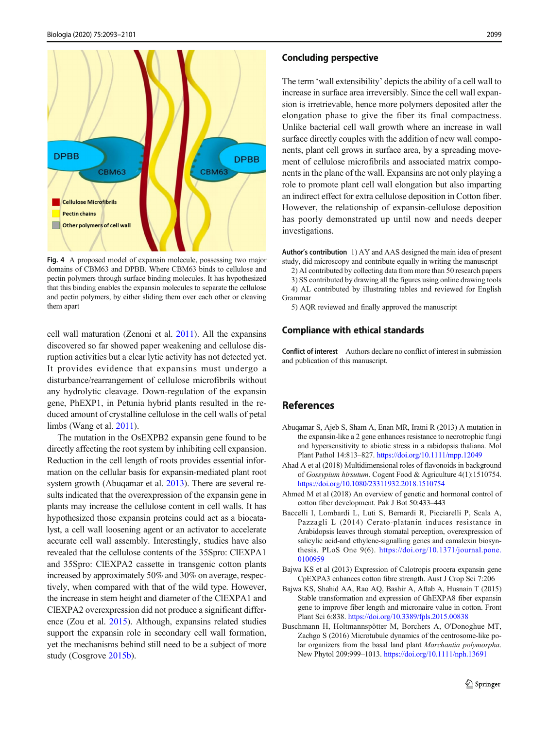Fig. 4 A proposed model of expansin molecule, possessing two major domains of CBM63 and DPBB. Where CBM63 binds to cellulose and pectin polymers through surface binding molecules. It has hypothesized that this binding enables the expansin molecules to separate the cellulose and pectin polymers, by either sliding them over each other or cleaving them apart

cell wall maturation (Zenoni et al. 2011). All the expansins discovered so far showed paper weakening and cellulose disruption activities but a clear lytic activity has not detected yet. It provides evidence that expansins must undergo a disturbance/rearrangement of cellulose microfibrils without any hydrolytic cleavage. Down-regulation of the expansin gene, PhEXP1, in Petunia hybrid plants resulted in the reduced amount of crystalline cellulose in the cell walls of petal limbs (Wang et al. 2011).

The mutation in the OsEXPB2 expansin gene found to be directly affecting the root system by inhibiting cell expansion. Reduction in the cell length of roots provides essential information on the cellular basis for expansin-mediated plant root system growth (Abuqamar et al. 2013). There are several results indicated that the overexpression of the expansin gene in plants may increase the cellulose content in cell walls. It has hypothesized those expansin proteins could act as a biocatalyst, a cell wall loosening agent or an activator to accelerate accurate cell wall assembly. Interestingly, studies have also revealed that the cellulose contents of the 35Spro: ClEXPA1 and 35Spro: ClEXPA2 cassette in transgenic cotton plants increased by approximately 50% and 30% on average, respectively, when compared with that of the wild type. However, the increase in stem height and diameter of the ClEXPA1 and ClEXPA2 overexpression did not produce a significant difference (Zou et al. 2015). Although, expansins related studies support the expansin role in secondary cell wall formation, yet the mechanisms behind still need to be a subject of more study (Cosgrove 2015b).

## Concluding perspective

The term 'wall extensibility' depicts the ability of a cell wall to increase in surface area irreversibly. Since the cell wall expansion is irretrievable, hence more polymers deposited after the elongation phase to give the fiber its final compactness. Unlike bacterial cell wall growth where an increase in wall surface directly couples with the addition of new wall components, plant cell grows in surface area, by a spreading movement of cellulose microfibrils and associated matrix components in the plane of the wall. Expansins are not only playing a role to promote plant cell wall elongation but also imparting an indirect effect for extra cellulose deposition in Cotton fiber. However, the relationship of expansin-cellulose deposition has poorly demonstrated up until now and needs deeper investigations.

**Author's contribution** 1) AY and AAS designed the main idea of present study, did microscopy and contribute equally in writing the manuscript

2) AI contributed by collecting data from more than 50 research papers

3) SS contributed by drawing all the figures using online drawing tools

4) AL contributed by illustrating tables and reviewed for English Grammar

5) AQR reviewed and finally approved the manuscript

## Compliance with ethical standards

**Conflict of interest** Authors declare no conflict of interest in submission and publication of this manuscript.

## References

Abuqamar S, Ajeb S, Sham A, Enan MR, Iratni R (2013) A mutation in the expansin-like a 2 gene enhances resistance to necrotrophic fungi and hypersensitivity to abiotic stress in a rabidopsis thaliana. Mol Plant Pathol 14:813–827. https://doi.org/10.1111/mpp.12049

Ahad A et al (2018) Multidimensional roles of flavonoids in background of *Gossypium hirsutum*. Cogent Food & Agriculture 4(1):1510754. https://doi.org/10.1080/23311932.2018.1510754

Ahmed M et al (2018) An overview of genetic and hormonal control of cotton fiber development. Pak J Bot 50:433–443

Baccelli I, Lombardi L, Luti S, Bernardi R, Picciarelli P, Scala A, Pazzagli L (2014) Cerato-platanin induces resistance in Arabidopsis leaves through stomatal perception, overexpression of salicylic acid-and ethylene-signalling genes and camalexin biosynthesis. PLoS One 9(6). https://doi.org/10.1371/journal.pone.0100959

Bajwa KS et al (2013) Expression of Calotropis procera expansin gene CpEXPA3 enhances cotton fibre strength. Aust J Crop Sci 7:206

Bajwa KS, Shahid AA, Rao AQ, Bashir A, Aftab A, Husnain T (2015) Stable transformation and expression of GhEXPA8 fiber expansin gene to improve fiber length and micronaire value in cotton. Front Plant Sci 6:838. https://doi.org/10.3389/fpls.2015.00838

Buschmann H, Holtmannspötter M, Borchers A, O'Donoghue MT, Zachgo S (2016) Microtubule dynamics of the centrosome-like polar organizers from the basal land plant *Marchantia polymorpha*. New Phytol 209:999–1013. https://doi.org/10.1111/nph.13691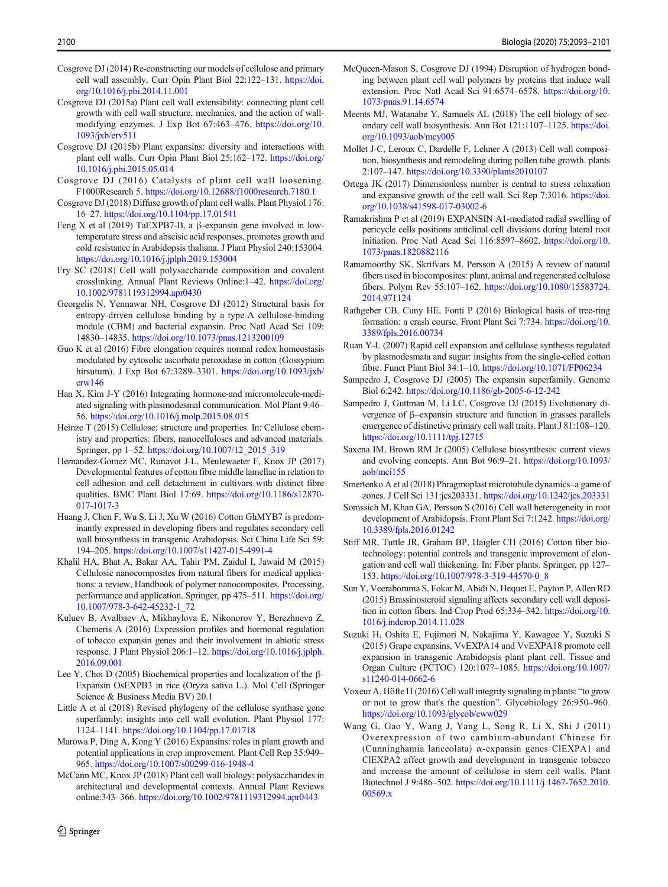Cosgrove DJ (2014) Re-constructing our models of cellulose and primary cell wall assembly. Curr Opin Plant Biol 22:122–131. https://doi.org/10.1016/j.pbi.2014.11.001

Cosgrove DJ (2015a) Plant cell wall extensibility: connecting plant cell growth with cell wall structure, mechanics, and the action of wall-modifying enzymes. J Exp Bot 67:463–476. https://doi.org/10.1093/jxb/erv511

Cosgrove DJ (2015b) Plant expansins: diversity and interactions with plant cell walls. Curr Opin Plant Biol 25:162–172. https://doi.org/10.1016/j.pbi.2015.05.014

Cosgrove DJ (2016) Catalysts of plant cell wall loosening. F1000Research 5. https://doi.org/10.12688/f1000research.7180.1

Cosgrove DJ (2018) Diffuse growth of plant cell walls. Plant Physiol 176:16–27. https://doi.org/10.1104/pp.17.01541

Feng X et al (2019) TaEXPB7-B, a β-expansin gene involved in low-temperature stress and abscisic acid responses, promotes growth and cold resistance in Arabidopsis thaliana. J Plant Physiol 240:153004. https://doi.org/10.1016/j.jplph.2019.153004

Fry SC (2018) Cell wall polysaccharide composition and covalent crosslinking. Annual Plant Reviews Online:1–42. https://doi.org/10.1002/9781119312994.apr0430

Georgelis N, Yennawar NH, Cosgrove DJ (2012) Structural basis for entropy-driven cellulose binding by a type-A cellulose-binding module (CBM) and bacterial expansin. Proc Natl Acad Sci 109:14830–14835. https://doi.org/10.1073/pnas.1213200109

Guo K et al (2016) Fibre elongation requires normal redox homeostasis modulated by cytosolic ascorbate peroxidase in cotton (Gossypium hirsutum). J Exp Bot 67:3289–3301. https://doi.org/10.1093/jxb/erw146

Han X, Kim J-Y (2016) Integrating hormone-and micromolecule-mediated signaling with plasmodesmal communication. Mol Plant 9:46–56. https://doi.org/10.1016/j.molp.2015.08.015

Heinze T (2015) Cellulose: structure and properties. In: Cellulose chemistry and properties: fibers, nanocelluloses and advanced materials. Springer, pp 1–52. https://doi.org/10.1007/12_2015_319

Hernandez-Gomez MC, Runavot J-L, Meulewaeter F, Knox JP (2017) Developmental features of cotton fibre middle lamellae in relation to cell adhesion and cell detachment in cultivars with distinct fibre qualities. BMC Plant Biol 17:69. https://doi.org/10.1186/s12870-017-1017-3

Huang J, Chen F, Wu S, Li J, Xu W (2016) Cotton GhMYB7 is predominantly expressed in developing fibers and regulates secondary cell wall biosynthesis in transgenic Arabidopsis. Sci China Life Sci 59:194–205. https://doi.org/10.1007/s11427-015-4991-4

Khalil HA, Bhat A, Bakar AA, Tahir PM, Zaidul I, Jawaid M (2015) Cellulosic nanocomposites from natural fibers for medical applications: a review, Handbook of polymer nanocomposites. Processing, performance and application. Springer, pp 475–511. https://doi.org/10.1007/978-3-642-45232-1_72

Kuluev B, Avalbaev A, Mikhaylova E, Nikonorov Y, Berezhneva Z, Chemeris A (2016) Expression profiles and hormonal regulation of tobacco expansin genes and their involvement in abiotic stress response. J Plant Physiol 206:1–12. https://doi.org/10.1016/j.jplph.2016.09.001

Lee Y, Choi D (2005) Biochemical properties and localization of the β-Expansin OsEXPB3 in rice (Oryza sativa L.). Mol Cell (Springer Science & Business Media BV) 20.1

Little A et al (2018) Revised phylogeny of the cellulose synthase gene superfamily: insights into cell wall evolution. Plant Physiol 177:1124–1141. https://doi.org/10.1104/pp.17.01718

Marowa P, Ding A, Kong Y (2016) Expansins: roles in plant growth and potential applications in crop improvement. Plant Cell Rep 35:949–965. https://doi.org/10.1007/s00299-016-1948-4

McCann MC, Knox JP (2018) Plant cell wall biology: polysaccharides in architectural and developmental contexts. Annual Plant Reviews online:343–366. https://doi.org/10.1002/9781119312994.apr0443

McQueen-Mason S, Cosgrove DJ (1994) Disruption of hydrogen bonding between plant cell wall polymers by proteins that induce wall extension. Proc Natl Acad Sci 91:6574–6578. https://doi.org/10.1073/pnas.91.14.6574

Meents MJ, Watanabe Y, Samuels AL (2018) The cell biology of secondary cell wall biosynthesis. Ann Bot 121:1107–1125. https://doi.org/10.1093/aob/mcy005

Mollet J-C, Leroux C, Dardelle F, Lehner A (2013) Cell wall composition, biosynthesis and remodeling during pollen tube growth. plants 2:107–147. https://doi.org/10.3390/plants2010107

Ortega JK (2017) Dimensionless number is central to stress relaxation and expansive growth of the cell wall. Sci Rep 7:3016. https://doi.org/10.1038/s41598-017-03002-6

Ramakrishna P et al (2019) EXPANSIN A1-mediated radial swelling of pericycle cells positions anticlinal cell divisions during lateral root initiation. Proc Natl Acad Sci 116:8597–8602. https://doi.org/10.1073/pnas.1820882116

Ramamoorthy SK, Skrifvars M, Persson A (2015) A review of natural fibers used in biocomposites: plant, animal and regenerated cellulose fibers. Polym Rev 55:107–162. https://doi.org/10.1080/15583724.2014.971124

Rathgeber CB, Cuny HE, Fonti P (2016) Biological basis of tree-ring formation: a crash course. Front Plant Sci 7:734. https://doi.org/10.3389/fpls.2016.00734

Ruan Y-L (2007) Rapid cell expansion and cellulose synthesis regulated by plasmodesmata and sugar: insights from the single-celled cotton fibre. Funct Plant Biol 34:1–10. https://doi.org/10.1071/FP06234

Sampedro J, Cosgrove DJ (2005) The expansin superfamily. Genome Biol 6:242. https://doi.org/10.1186/gb-2005-6-12-242

Sampedro J, Guttman M, Li LC, Cosgrove DJ (2015) Evolutionary divergence of β–expansin structure and function in grasses parallels emergence of distinctive primary cell wall traits. Plant J 81:108–120. https://doi.org/10.1111/tpj.12715

Saxena IM, Brown RM Jr (2005) Cellulose biosynthesis: current views and evolving concepts. Ann Bot 96:9–21. https://doi.org/10.1093/aob/mci155

Smertenko A et al (2018) Phragmoplast microtubule dynamics–a game of zones. J Cell Sci 131:jcs203331. https://doi.org/10.1242/jcs.203331

Somssich M, Khan GA, Persson S (2016) Cell wall heterogeneity in root development of Arabidopsis. Front Plant Sci 7:1242. https://doi.org/10.3389/fpls.2016.01242

Stiff MR, Tuttle JR, Graham BP, Haigler CH (2016) Cotton fiber biotechnology: potential controls and transgenic improvement of elongation and cell wall thickening. In: Fiber plants. Springer, pp 127–153. https://doi.org/10.1007/978-3-319-44570-0_8

Sun Y, Veerabomma S, Fokar M, Abidi N, Hequet E, Payton P, Allen RD (2015) Brassinosteroid signaling affects secondary cell wall deposition in cotton fibers. Ind Crop Prod 65:334–342. https://doi.org/10.1016/j.indcrop.2014.11.028

Suzuki H, Oshita E, Fujimori N, Nakajima Y, Kawagoe Y, Suzuki S (2015) Grape expansins, VvEXPA14 and VvEXPA18 promote cell expansion in transgenic Arabidopsis plant plant cell. Tissue and Organ Culture (PCTOC) 120:1077–1085. https://doi.org/10.1007/s11240-014-0662-6

Voxeur A, Höfte H (2016) Cell wall integrity signaling in plants: "to grow or not to grow that's the question". Glycobiology 26:950–960. https://doi.org/10.1093/glycob/cww029

Wang G, Gao Y, Wang J, Yang L, Song R, Li X, Shi J (2011) Overexpression of two cambium-abundant Chinese fir (Cunninghamia lanceolata) α-expansin genes ClEXPA1 and ClEXPA2 affect growth and development in transgenic tobacco and increase the amount of cellulose in stem cell walls. Plant Biotechnol J 9:486–502. https://doi.org/10.1111/j.1467-7652.2010.00569.x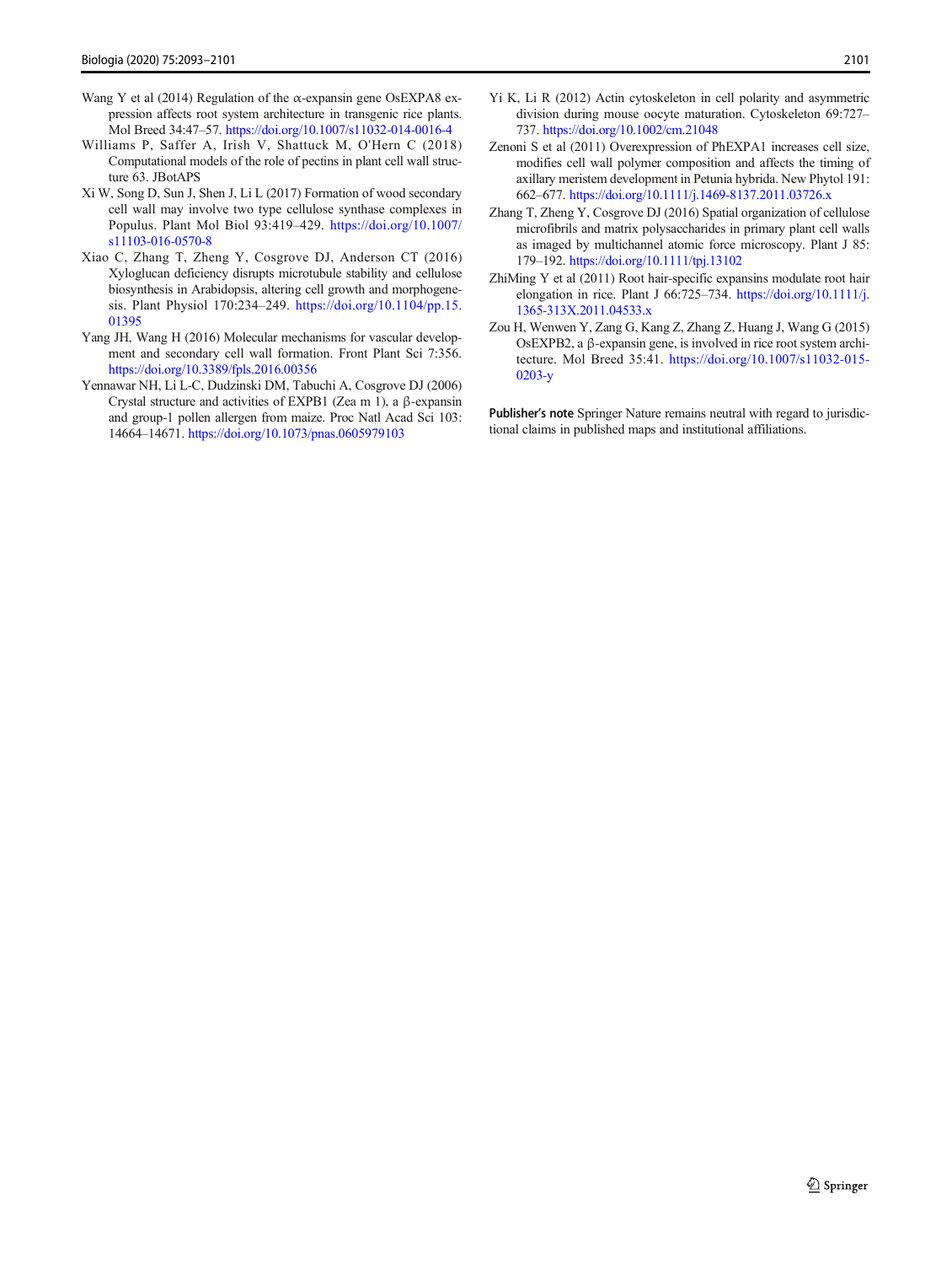Wang Y et al (2014) Regulation of the α-expansin gene OsEXPA8 expression affects root system architecture in transgenic rice plants. Mol Breed 34:47–57. https://doi.org/10.1007/s11032-014-0016-4

Williams P, Saffer A, Irish V, Shattuck M, O'Hern C (2018) Computational models of the role of pectins in plant cell wall structure 63. JBotAPS

Xi W, Song D, Sun J, Shen J, Li L (2017) Formation of wood secondary cell wall may involve two type cellulose synthase complexes in Populus. Plant Mol Biol 93:419–429. https://doi.org/10.1007/s11103-016-0570-8

Xiao C, Zhang T, Zheng Y, Cosgrove DJ, Anderson CT (2016) Xyloglucan deficiency disrupts microtubule stability and cellulose biosynthesis in Arabidopsis, altering cell growth and morphogenesis. Plant Physiol 170:234–249. https://doi.org/10.1104/pp.15.01395

Yang JH, Wang H (2016) Molecular mechanisms for vascular development and secondary cell wall formation. Front Plant Sci 7:356. https://doi.org/10.3389/fpls.2016.00356

Yennawar NH, Li L-C, Dudzinski DM, Tabuchi A, Cosgrove DJ (2006) Crystal structure and activities of EXPB1 (Zea m 1), a β-expansin and group-1 pollen allergen from maize. Proc Natl Acad Sci 103:14664–14671. https://doi.org/10.1073/pnas.0605979103

Yi K, Li R (2012) Actin cytoskeleton in cell polarity and asymmetric division during mouse oocyte maturation. Cytoskeleton 69:727–737. https://doi.org/10.1002/cm.21048

Zenoni S et al (2011) Overexpression of PhEXPA1 increases cell size, modifies cell wall polymer composition and affects the timing of axillary meristem development in Petunia hybrida. New Phytol 191:662–677. https://doi.org/10.1111/j.1469-8137.2011.03726.x

Zhang T, Zheng Y, Cosgrove DJ (2016) Spatial organization of cellulose microfibrils and matrix polysaccharides in primary plant cell walls as imaged by multichannel atomic force microscopy. Plant J 85:179–192. https://doi.org/10.1111/tpj.13102

ZhiMing Y et al (2011) Root hair-specific expansins modulate root hair elongation in rice. Plant J 66:725–734. https://doi.org/10.1111/j.1365-313X.2011.04533.x

Zou H, Wenwen Y, Zang G, Kang Z, Zhang Z, Huang J, Wang G (2015) OsEXPB2, a β-expansin gene, is involved in rice root system architecture. Mol Breed 35:41. https://doi.org/10.1007/s11032-015-0203-y

**Publisher's note** Springer Nature remains neutral with regard to jurisdictional claims in published maps and institutional affiliations.